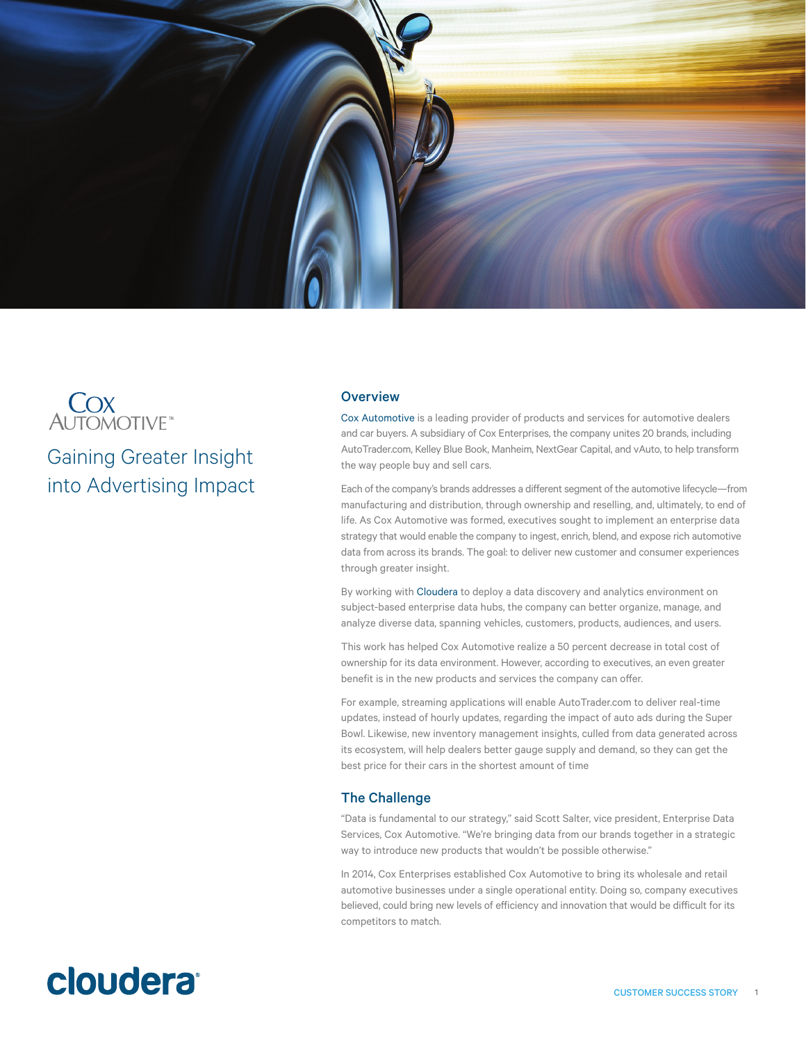Cox Automotive™

# Gaining Greater Insight into Advertising Impact

## Overview

Cox Automotive is a leading provider of products and services for automotive dealers and car buyers. A subsidiary of Cox Enterprises, the company unites 20 brands, including AutoTrader.com, Kelley Blue Book, Manheim, NextGear Capital, and vAuto, to help transform the way people buy and sell cars.

Each of the company's brands addresses a different segment of the automotive lifecycle—from manufacturing and distribution, through ownership and reselling, and, ultimately, to end of life. As Cox Automotive was formed, executives sought to implement an enterprise data strategy that would enable the company to ingest, enrich, blend, and expose rich automotive data from across its brands. The goal: to deliver new customer and consumer experiences through greater insight.

By working with Cloudera to deploy a data discovery and analytics environment on subject-based enterprise data hubs, the company can better organize, manage, and analyze diverse data, spanning vehicles, customers, products, audiences, and users.

This work has helped Cox Automotive realize a 50 percent decrease in total cost of ownership for its data environment. However, according to executives, an even greater benefit is in the new products and services the company can offer.

For example, streaming applications will enable AutoTrader.com to deliver real-time updates, instead of hourly updates, regarding the impact of auto ads during the Super Bowl. Likewise, new inventory management insights, culled from data generated across its ecosystem, will help dealers better gauge supply and demand, so they can get the best price for their cars in the shortest amount of time

## The Challenge

"Data is fundamental to our strategy," said Scott Salter, vice president, Enterprise Data Services, Cox Automotive. "We're bringing data from our brands together in a strategic way to introduce new products that wouldn't be possible otherwise."

In 2014, Cox Enterprises established Cox Automotive to bring its wholesale and retail automotive businesses under a single operational entity. Doing so, company executives believed, could bring new levels of efficiency and innovation that would be difficult for its competitors to match.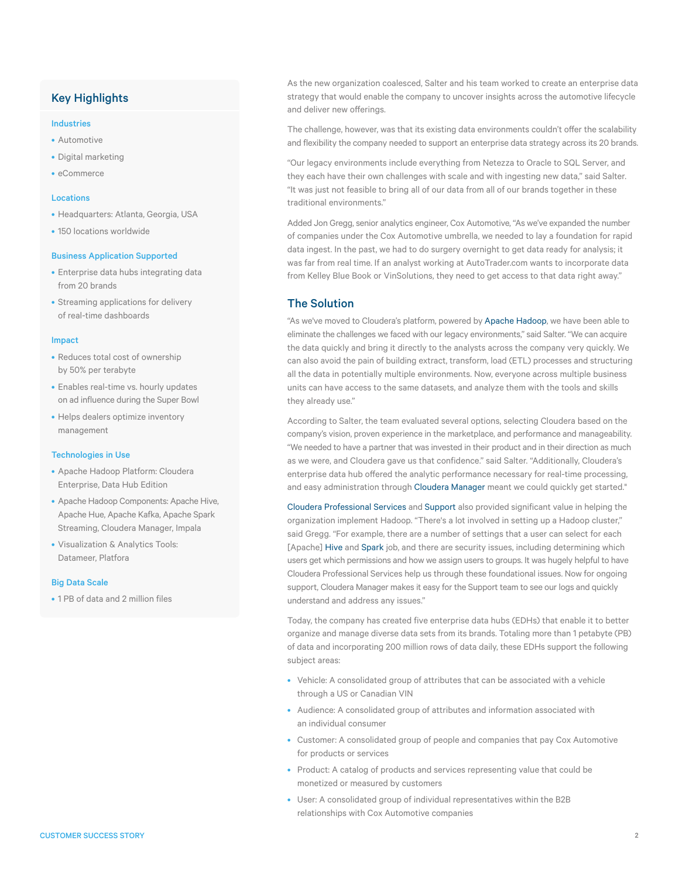## Key Highlights

### Industries

- Automotive
- Digital marketing
- eCommerce

### Locations

- Headquarters: Atlanta, Georgia, USA
- 150 locations worldwide

### Business Application Supported

- Enterprise data hubs integrating data from 20 brands
- Streaming applications for delivery of real-time dashboards

### Impact

- Reduces total cost of ownership by 50% per terabyte
- Enables real-time vs. hourly updates on ad influence during the Super Bowl
- Helps dealers optimize inventory management

### Technologies in Use

- Apache Hadoop Platform: Cloudera Enterprise, Data Hub Edition
- Apache Hadoop Components: Apache Hive, Apache Hue, Apache Kafka, Apache Spark Streaming, Cloudera Manager, Impala
- Visualization & Analytics Tools: Datameer, Platfora

### Big Data Scale

- 1 PB of data and 2 million files

As the new organization coalesced, Salter and his team worked to create an enterprise data strategy that would enable the company to uncover insights across the automotive lifecycle and deliver new offerings.

The challenge, however, was that its existing data environments couldn't offer the scalability and flexibility the company needed to support an enterprise data strategy across its 20 brands.

"Our legacy environments include everything from Netezza to Oracle to SQL Server, and they each have their own challenges with scale and with ingesting new data," said Salter. "It was just not feasible to bring all of our data from all of our brands together in these traditional environments."

Added Jon Gregg, senior analytics engineer, Cox Automotive, "As we've expanded the number of companies under the Cox Automotive umbrella, we needed to lay a foundation for rapid data ingest. In the past, we had to do surgery overnight to get data ready for analysis; it was far from real time. If an analyst working at AutoTrader.com wants to incorporate data from Kelley Blue Book or VinSolutions, they need to get access to that data right away."

## The Solution

"As we've moved to Cloudera's platform, powered by Apache Hadoop, we have been able to eliminate the challenges we faced with our legacy environments," said Salter. "We can acquire the data quickly and bring it directly to the analysts across the company very quickly. We can also avoid the pain of building extract, transform, load (ETL) processes and structuring all the data in potentially multiple environments. Now, everyone across multiple business units can have access to the same datasets, and analyze them with the tools and skills they already use."

According to Salter, the team evaluated several options, selecting Cloudera based on the company's vision, proven experience in the marketplace, and performance and manageability. "We needed to have a partner that was invested in their product and in their direction as much as we were, and Cloudera gave us that confidence." said Salter. "Additionally, Cloudera's enterprise data hub offered the analytic performance necessary for real-time processing, and easy administration through Cloudera Manager meant we could quickly get started."

Cloudera Professional Services and Support also provided significant value in helping the organization implement Hadoop. "There's a lot involved in setting up a Hadoop cluster," said Gregg. "For example, there are a number of settings that a user can select for each [Apache] Hive and Spark job, and there are security issues, including determining which users get which permissions and how we assign users to groups. It was hugely helpful to have Cloudera Professional Services help us through these foundational issues. Now for ongoing support, Cloudera Manager makes it easy for the Support team to see our logs and quickly understand and address any issues."

Today, the company has created five enterprise data hubs (EDHs) that enable it to better organize and manage diverse data sets from its brands. Totaling more than 1 petabyte (PB) of data and incorporating 200 million rows of data daily, these EDHs support the following subject areas:

- Vehicle: A consolidated group of attributes that can be associated with a vehicle through a US or Canadian VIN
- Audience: A consolidated group of attributes and information associated with an individual consumer
- Customer: A consolidated group of people and companies that pay Cox Automotive for products or services
- Product: A catalog of products and services representing value that could be monetized or measured by customers
- User: A consolidated group of individual representatives within the B2B relationships with Cox Automotive companies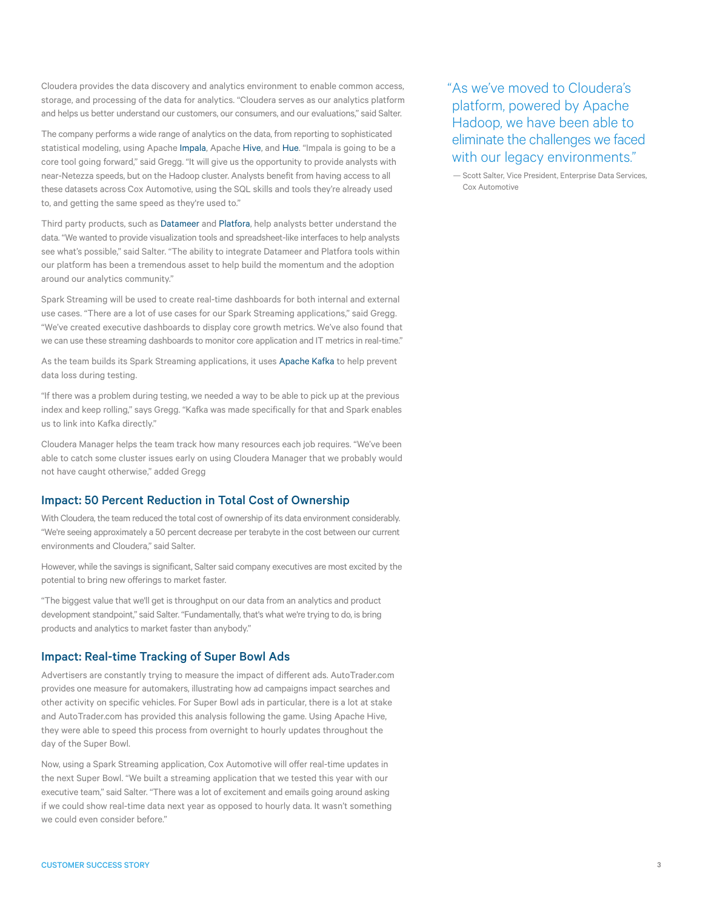Cloudera provides the data discovery and analytics environment to enable common access, storage, and processing of the data for analytics. "Cloudera serves as our analytics platform and helps us better understand our customers, our consumers, and our evaluations," said Salter.

The company performs a wide range of analytics on the data, from reporting to sophisticated statistical modeling, using Apache Impala, Apache Hive, and Hue. "Impala is going to be a core tool going forward," said Gregg. "It will give us the opportunity to provide analysts with near-Netezza speeds, but on the Hadoop cluster. Analysts benefit from having access to all these datasets across Cox Automotive, using the SQL skills and tools they're already used to, and getting the same speed as they're used to."

Third party products, such as Datameer and Platfora, help analysts better understand the data. "We wanted to provide visualization tools and spreadsheet-like interfaces to help analysts see what's possible," said Salter. "The ability to integrate Datameer and Platfora tools within our platform has been a tremendous asset to help build the momentum and the adoption around our analytics community."

Spark Streaming will be used to create real-time dashboards for both internal and external use cases. "There are a lot of use cases for our Spark Streaming applications," said Gregg. "We've created executive dashboards to display core growth metrics. We've also found that we can use these streaming dashboards to monitor core application and IT metrics in real-time."

As the team builds its Spark Streaming applications, it uses Apache Kafka to help prevent data loss during testing.

"If there was a problem during testing, we needed a way to be able to pick up at the previous index and keep rolling," says Gregg. "Kafka was made specifically for that and Spark enables us to link into Kafka directly."

Cloudera Manager helps the team track how many resources each job requires. "We've been able to catch some cluster issues early on using Cloudera Manager that we probably would not have caught otherwise," added Gregg

> "As we've moved to Cloudera's platform, powered by Apache Hadoop, we have been able to eliminate the challenges we faced with our legacy environments."
>
> — Scott Salter, Vice President, Enterprise Data Services, Cox Automotive

## Impact: 50 Percent Reduction in Total Cost of Ownership

With Cloudera, the team reduced the total cost of ownership of its data environment considerably. "We're seeing approximately a 50 percent decrease per terabyte in the cost between our current environments and Cloudera," said Salter.

However, while the savings is significant, Salter said company executives are most excited by the potential to bring new offerings to market faster.

"The biggest value that we'll get is throughput on our data from an analytics and product development standpoint," said Salter. "Fundamentally, that's what we're trying to do, is bring products and analytics to market faster than anybody."

## Impact: Real-time Tracking of Super Bowl Ads

Advertisers are constantly trying to measure the impact of different ads. AutoTrader.com provides one measure for automakers, illustrating how ad campaigns impact searches and other activity on specific vehicles. For Super Bowl ads in particular, there is a lot at stake and AutoTrader.com has provided this analysis following the game. Using Apache Hive, they were able to speed this process from overnight to hourly updates throughout the day of the Super Bowl.

Now, using a Spark Streaming application, Cox Automotive will offer real-time updates in the next Super Bowl. "We built a streaming application that we tested this year with our executive team," said Salter. "There was a lot of excitement and emails going around asking if we could show real-time data next year as opposed to hourly data. It wasn't something we could even consider before."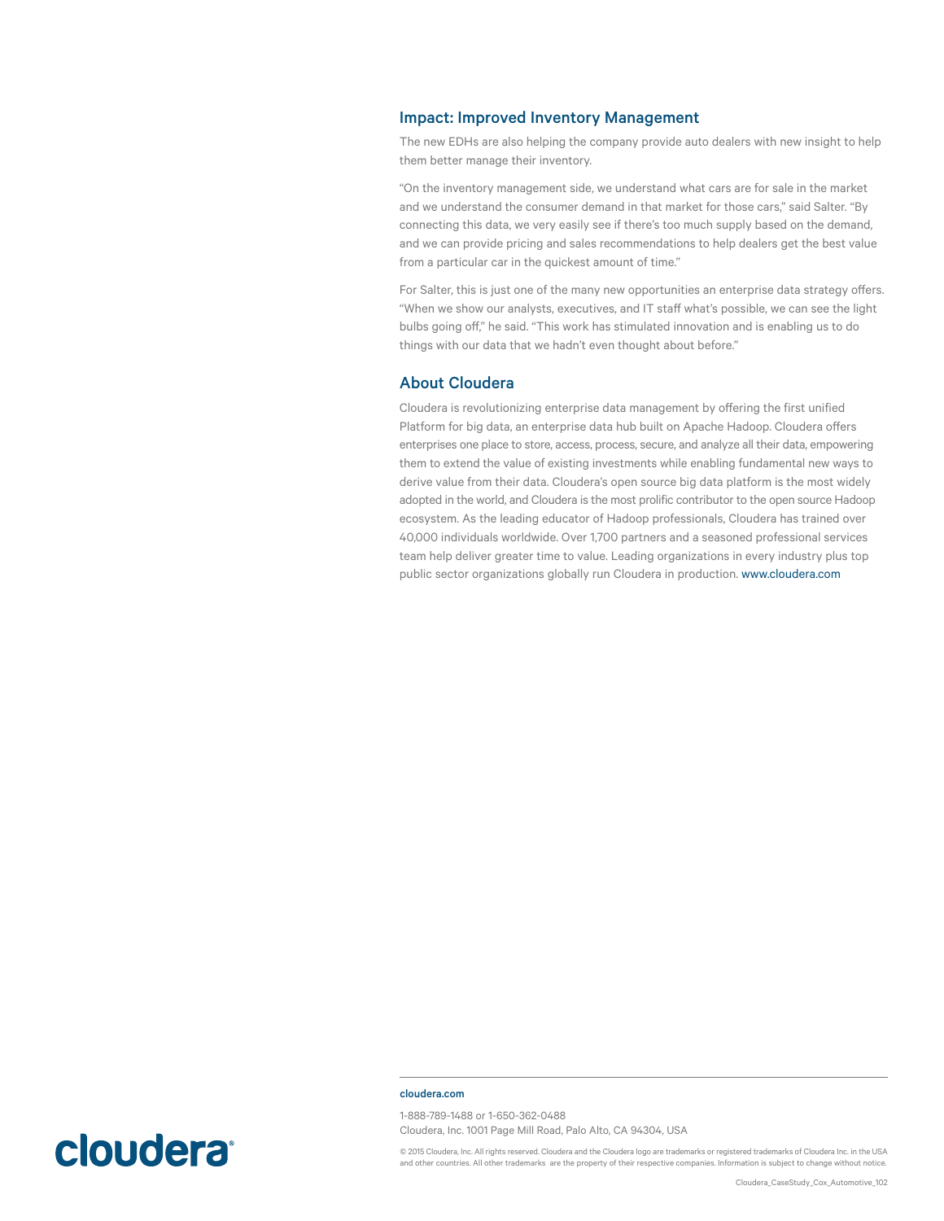## Impact: Improved Inventory Management

The new EDHs are also helping the company provide auto dealers with new insight to help them better manage their inventory.

"On the inventory management side, we understand what cars are for sale in the market and we understand the consumer demand in that market for those cars," said Salter. "By connecting this data, we very easily see if there's too much supply based on the demand, and we can provide pricing and sales recommendations to help dealers get the best value from a particular car in the quickest amount of time."

For Salter, this is just one of the many new opportunities an enterprise data strategy offers. "When we show our analysts, executives, and IT staff what's possible, we can see the light bulbs going off," he said. "This work has stimulated innovation and is enabling us to do things with our data that we hadn't even thought about before."

## About Cloudera

Cloudera is revolutionizing enterprise data management by offering the first unified Platform for big data, an enterprise data hub built on Apache Hadoop. Cloudera offers enterprises one place to store, access, process, secure, and analyze all their data, empowering them to extend the value of existing investments while enabling fundamental new ways to derive value from their data. Cloudera's open source big data platform is the most widely adopted in the world, and Cloudera is the most prolific contributor to the open source Hadoop ecosystem. As the leading educator of Hadoop professionals, Cloudera has trained over 40,000 individuals worldwide. Over 1,700 partners and a seasoned professional services team help deliver greater time to value. Leading organizations in every industry plus top public sector organizations globally run Cloudera in production. www.cloudera.com

**cloudera.com**

1-888-789-1488 or 1-650-362-0488
Cloudera, Inc. 1001 Page Mill Road, Palo Alto, CA 94304, USA

© 2015 Cloudera, Inc. All rights reserved. Cloudera and the Cloudera logo are trademarks or registered trademarks of Cloudera Inc. in the USA and other countries. All other trademarks are the property of their respective companies. Information is subject to change without notice.

Cloudera_CaseStudy_Cox_Automotive_102